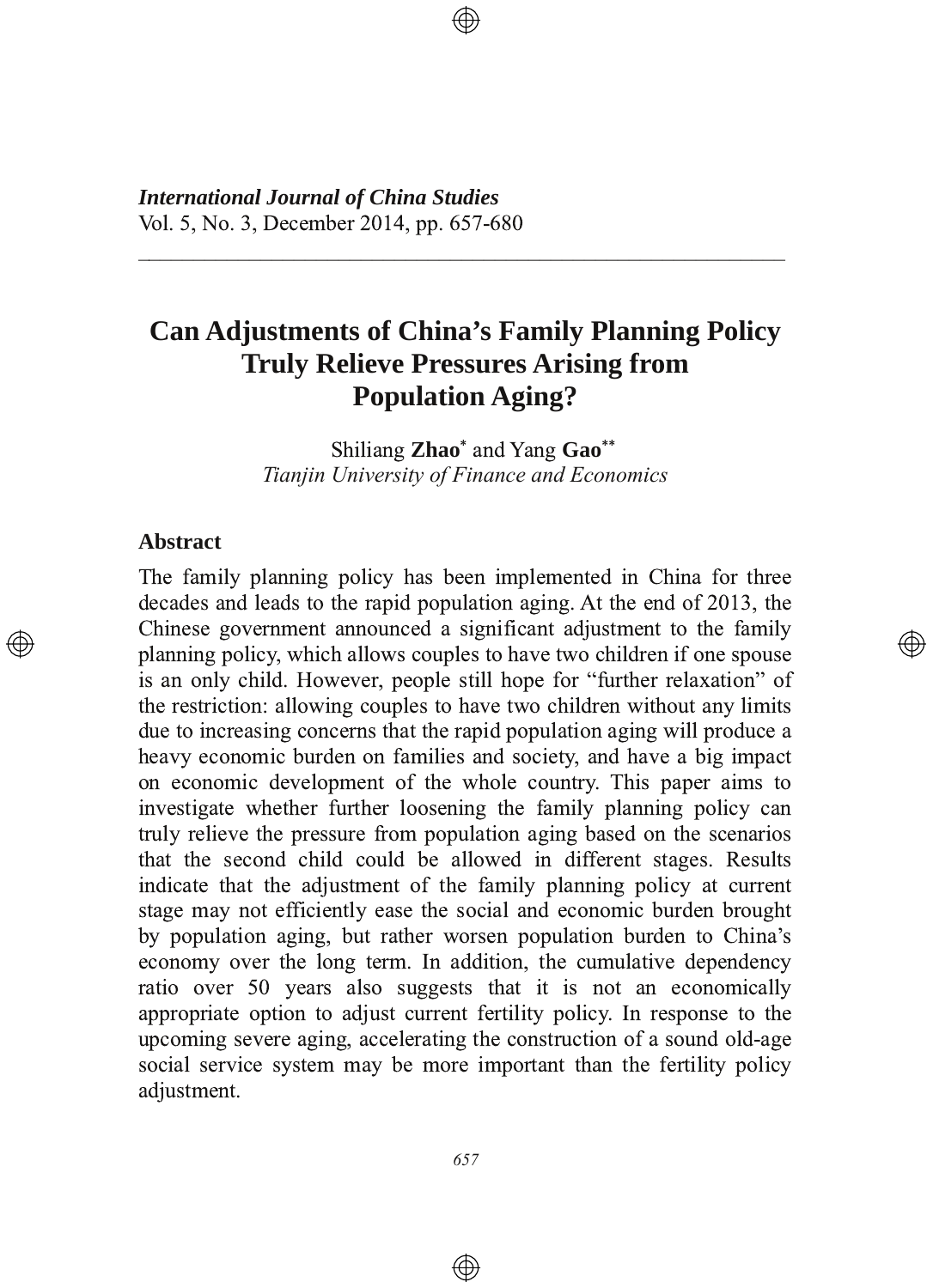# Can Adjustments of China's Family Planning Policy Truly Relieve Pressures Arising from Population Aging?

Shiliang **Zhao**[*] and Yang **Gao**[**]
*Tianjin University of Finance and Economics*

## Abstract

The family planning policy has been implemented in China for three decades and leads to the rapid population aging. At the end of 2013, the Chinese government announced a significant adjustment to the family planning policy, which allows couples to have two children if one spouse is an only child. However, people still hope for "further relaxation" of the restriction: allowing couples to have two children without any limits due to increasing concerns that the rapid population aging will produce a heavy economic burden on families and society, and have a big impact on economic development of the whole country. This paper aims to investigate whether further loosening the family planning policy can truly relieve the pressure from population aging based on the scenarios that the second child could be allowed in different stages. Results indicate that the adjustment of the family planning policy at current stage may not efficiently ease the social and economic burden brought by population aging, but rather worsen population burden to China's economy over the long term. In addition, the cumulative dependency ratio over 50 years also suggests that it is not an economically appropriate option to adjust current fertility policy. In response to the upcoming severe aging, accelerating the construction of a sound old-age social service system may be more important than the fertility policy adjustment.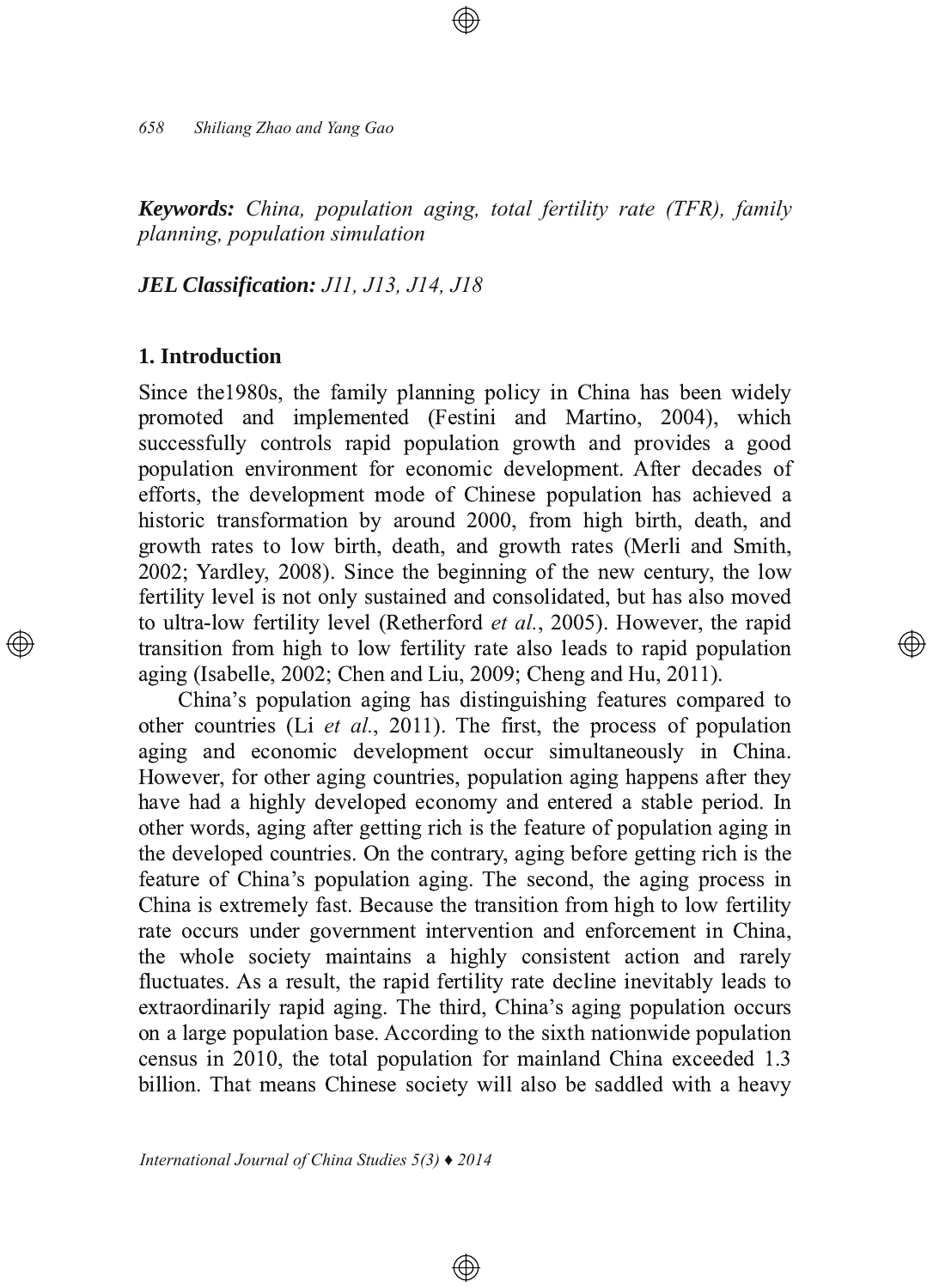***Keywords:*** *China, population aging, total fertility rate (TFR), family planning, population simulation*

***JEL Classification:*** *J11, J13, J14, J18*

## 1. Introduction

Since the1980s, the family planning policy in China has been widely promoted and implemented (Festini and Martino, 2004), which successfully controls rapid population growth and provides a good population environment for economic development. After decades of efforts, the development mode of Chinese population has achieved a historic transformation by around 2000, from high birth, death, and growth rates to low birth, death, and growth rates (Merli and Smith, 2002; Yardley, 2008). Since the beginning of the new century, the low fertility level is not only sustained and consolidated, but has also moved to ultra-low fertility level (Retherford *et al.*, 2005). However, the rapid transition from high to low fertility rate also leads to rapid population aging (Isabelle, 2002; Chen and Liu, 2009; Cheng and Hu, 2011).

China's population aging has distinguishing features compared to other countries (Li *et al.*, 2011). The first, the process of population aging and economic development occur simultaneously in China. However, for other aging countries, population aging happens after they have had a highly developed economy and entered a stable period. In other words, aging after getting rich is the feature of population aging in the developed countries. On the contrary, aging before getting rich is the feature of China's population aging. The second, the aging process in China is extremely fast. Because the transition from high to low fertility rate occurs under government intervention and enforcement in China, the whole society maintains a highly consistent action and rarely fluctuates. As a result, the rapid fertility rate decline inevitably leads to extraordinarily rapid aging. The third, China's aging population occurs on a large population base. According to the sixth nationwide population census in 2010, the total population for mainland China exceeded 1.3 billion. That means Chinese society will also be saddled with a heavy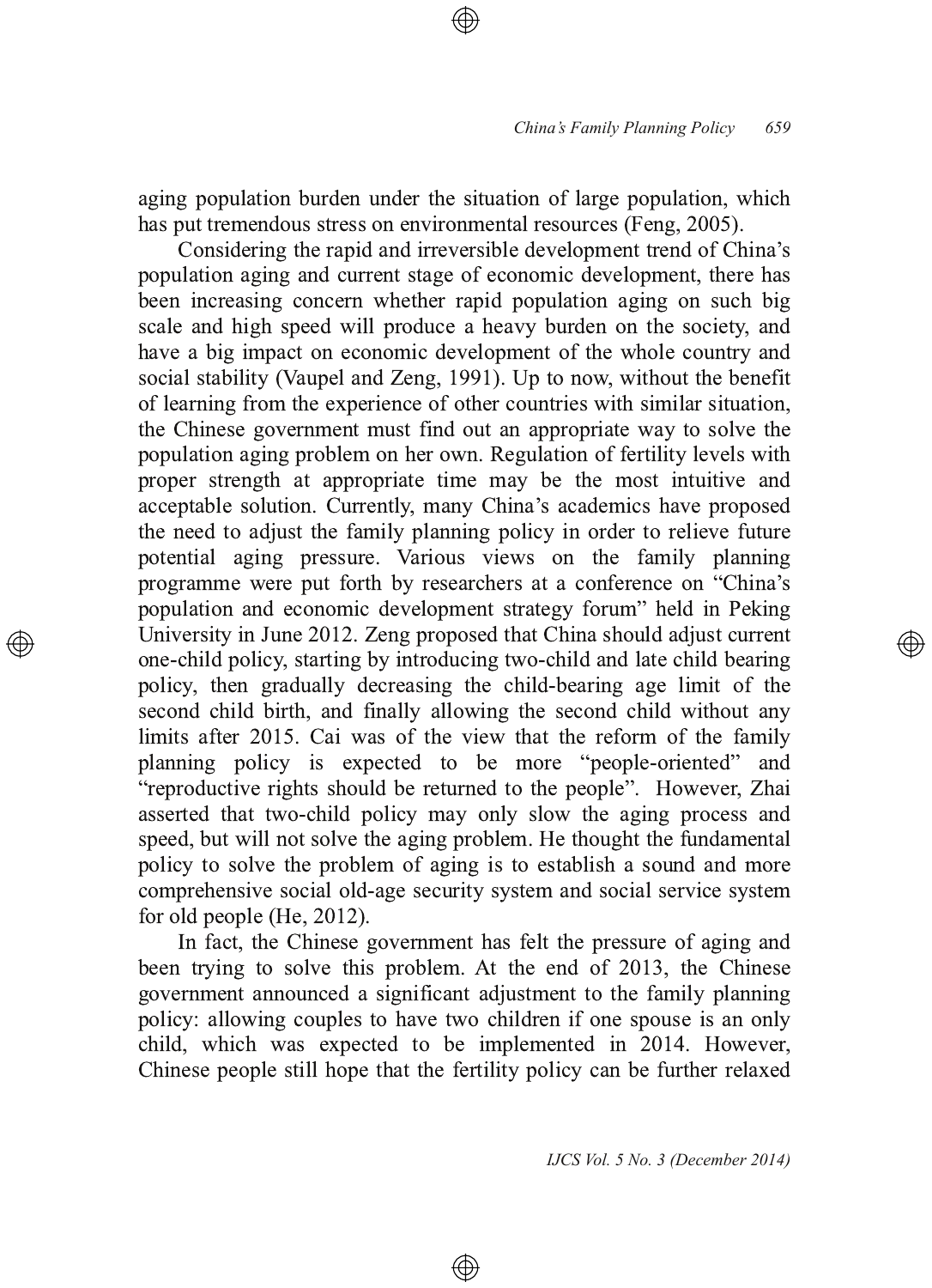aging population burden under the situation of large population, which has put tremendous stress on environmental resources (Feng, 2005).

Considering the rapid and irreversible development trend of China's population aging and current stage of economic development, there has been increasing concern whether rapid population aging on such big scale and high speed will produce a heavy burden on the society, and have a big impact on economic development of the whole country and social stability (Vaupel and Zeng, 1991). Up to now, without the benefit of learning from the experience of other countries with similar situation, the Chinese government must find out an appropriate way to solve the population aging problem on her own. Regulation of fertility levels with proper strength at appropriate time may be the most intuitive and acceptable solution. Currently, many China's academics have proposed the need to adjust the family planning policy in order to relieve future potential aging pressure. Various views on the family planning programme were put forth by researchers at a conference on "China's population and economic development strategy forum" held in Peking University in June 2012. Zeng proposed that China should adjust current one-child policy, starting by introducing two-child and late child bearing policy, then gradually decreasing the child-bearing age limit of the second child birth, and finally allowing the second child without any limits after 2015. Cai was of the view that the reform of the family planning policy is expected to be more "people-oriented" and "reproductive rights should be returned to the people". However, Zhai asserted that two-child policy may only slow the aging process and speed, but will not solve the aging problem. He thought the fundamental policy to solve the problem of aging is to establish a sound and more comprehensive social old-age security system and social service system for old people (He, 2012).

In fact, the Chinese government has felt the pressure of aging and been trying to solve this problem. At the end of 2013, the Chinese government announced a significant adjustment to the family planning policy: allowing couples to have two children if one spouse is an only child, which was expected to be implemented in 2014. However, Chinese people still hope that the fertility policy can be further relaxed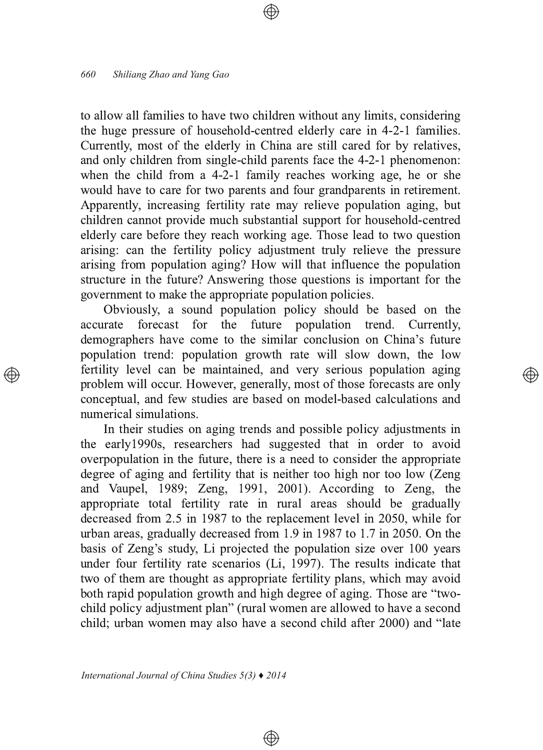to allow all families to have two children without any limits, considering the huge pressure of household-centred elderly care in 4-2-1 families. Currently, most of the elderly in China are still cared for by relatives, and only children from single-child parents face the 4-2-1 phenomenon: when the child from a 4-2-1 family reaches working age, he or she would have to care for two parents and four grandparents in retirement. Apparently, increasing fertility rate may relieve population aging, but children cannot provide much substantial support for household-centred elderly care before they reach working age. Those lead to two question arising: can the fertility policy adjustment truly relieve the pressure arising from population aging? How will that influence the population structure in the future? Answering those questions is important for the government to make the appropriate population policies.

Obviously, a sound population policy should be based on the accurate forecast for the future population trend. Currently, demographers have come to the similar conclusion on China's future population trend: population growth rate will slow down, the low fertility level can be maintained, and very serious population aging problem will occur. However, generally, most of those forecasts are only conceptual, and few studies are based on model-based calculations and numerical simulations.

In their studies on aging trends and possible policy adjustments in the early1990s, researchers had suggested that in order to avoid overpopulation in the future, there is a need to consider the appropriate degree of aging and fertility that is neither too high nor too low (Zeng and Vaupel, 1989; Zeng, 1991, 2001). According to Zeng, the appropriate total fertility rate in rural areas should be gradually decreased from 2.5 in 1987 to the replacement level in 2050, while for urban areas, gradually decreased from 1.9 in 1987 to 1.7 in 2050. On the basis of Zeng's study, Li projected the population size over 100 years under four fertility rate scenarios (Li, 1997). The results indicate that two of them are thought as appropriate fertility plans, which may avoid both rapid population growth and high degree of aging. Those are "two-child policy adjustment plan" (rural women are allowed to have a second child; urban women may also have a second child after 2000) and "late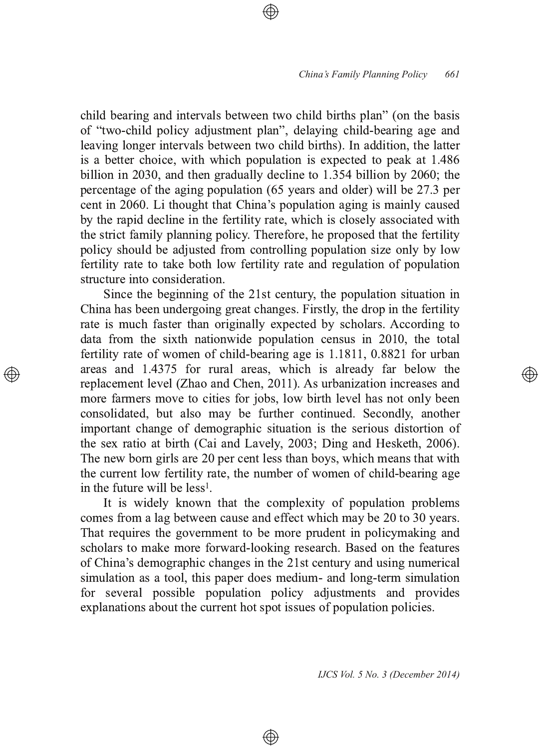child bearing and intervals between two child births plan" (on the basis of "two-child policy adjustment plan", delaying child-bearing age and leaving longer intervals between two child births). In addition, the latter is a better choice, with which population is expected to peak at 1.486 billion in 2030, and then gradually decline to 1.354 billion by 2060; the percentage of the aging population (65 years and older) will be 27.3 per cent in 2060. Li thought that China's population aging is mainly caused by the rapid decline in the fertility rate, which is closely associated with the strict family planning policy. Therefore, he proposed that the fertility policy should be adjusted from controlling population size only by low fertility rate to take both low fertility rate and regulation of population structure into consideration.

Since the beginning of the 21st century, the population situation in China has been undergoing great changes. Firstly, the drop in the fertility rate is much faster than originally expected by scholars. According to data from the sixth nationwide population census in 2010, the total fertility rate of women of child-bearing age is 1.1811, 0.8821 for urban areas and 1.4375 for rural areas, which is already far below the replacement level (Zhao and Chen, 2011). As urbanization increases and more farmers move to cities for jobs, low birth level has not only been consolidated, but also may be further continued. Secondly, another important change of demographic situation is the serious distortion of the sex ratio at birth (Cai and Lavely, 2003; Ding and Hesketh, 2006). The new born girls are 20 per cent less than boys, which means that with the current low fertility rate, the number of women of child-bearing age in the future will be less[1].

It is widely known that the complexity of population problems comes from a lag between cause and effect which may be 20 to 30 years. That requires the government to be more prudent in policymaking and scholars to make more forward-looking research. Based on the features of China's demographic changes in the 21st century and using numerical simulation as a tool, this paper does medium- and long-term simulation for several possible population policy adjustments and provides explanations about the current hot spot issues of population policies.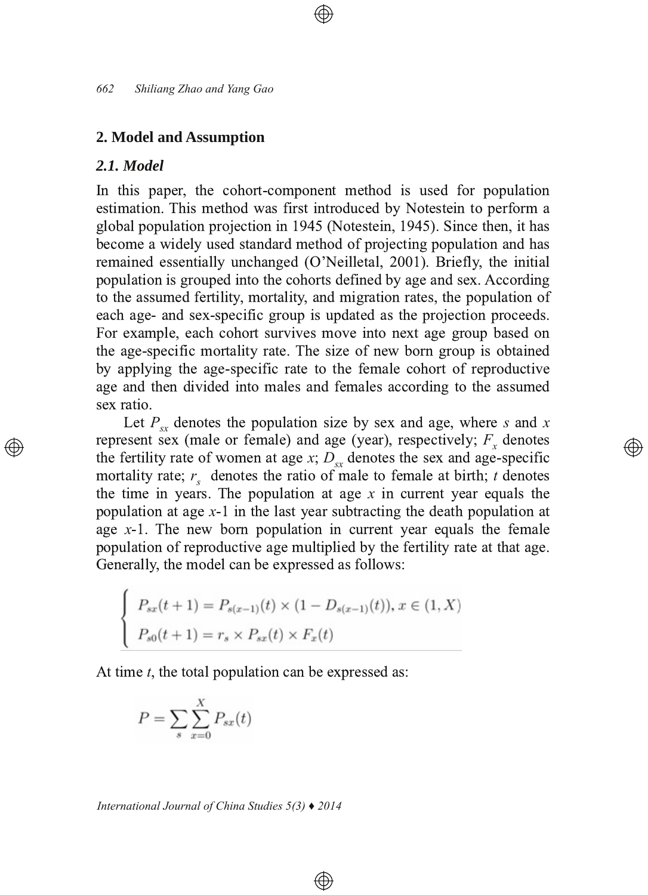## 2. Model and Assumption

### *2.1. Model*

In this paper, the cohort-component method is used for population estimation. This method was first introduced by Notestein to perform a global population projection in 1945 (Notestein, 1945). Since then, it has become a widely used standard method of projecting population and has remained essentially unchanged (O'Neilletal, 2001). Briefly, the initial population is grouped into the cohorts defined by age and sex. According to the assumed fertility, mortality, and migration rates, the population of each age- and sex-specific group is updated as the projection proceeds. For example, each cohort survives move into next age group based on the age-specific mortality rate. The size of new born group is obtained by applying the age-specific rate to the female cohort of reproductive age and then divided into males and females according to the assumed sex ratio.

Let $P_{sx}$ denotes the population size by sex and age, where $s$ and $x$ represent sex (male or female) and age (year), respectively; $F_x$ denotes the fertility rate of women at age $x$; $D_{sx}$ denotes the sex and age-specific mortality rate; $r_s$ denotes the ratio of male to female at birth; $t$ denotes the time in years. The population at age $x$ in current year equals the population at age $x$-1 in the last year subtracting the death population at age $x$-1. The new born population in current year equals the female population of reproductive age multiplied by the fertility rate at that age. Generally, the model can be expressed as follows:

$$\begin{cases} P_{sx}(t+1) = P_{s(x-1)}(t) \times (1 - D_{s(x-1)}(t)), x \in (1, X) \\ P_{s0}(t+1) = r_s \times P_{sx}(t) \times F_x(t) \end{cases}$$

At time $t$, the total population can be expressed as:

$$P = \sum_{s} \sum_{x=0}^{X} P_{sx}(t)$$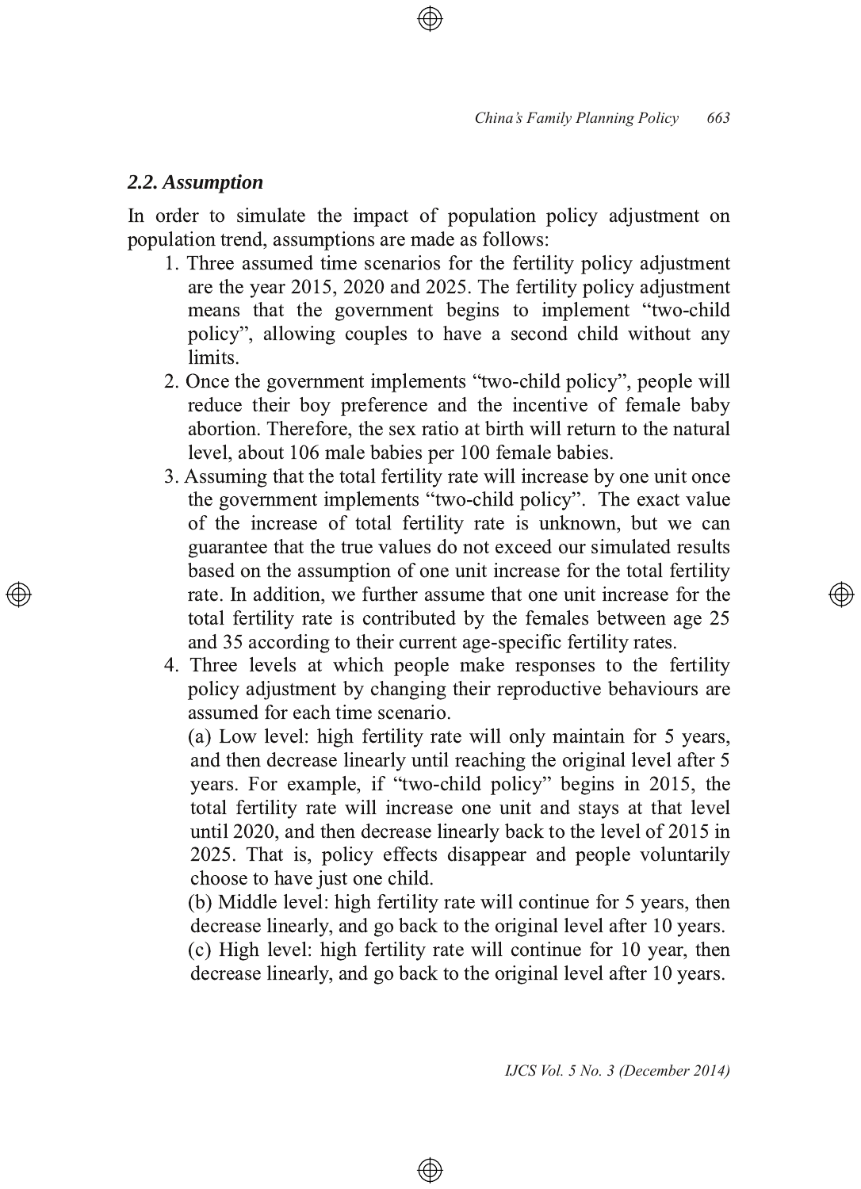### *2.2. Assumption*

In order to simulate the impact of population policy adjustment on population trend, assumptions are made as follows:

1. Three assumed time scenarios for the fertility policy adjustment are the year 2015, 2020 and 2025. The fertility policy adjustment means that the government begins to implement "two-child policy", allowing couples to have a second child without any limits.
2. Once the government implements "two-child policy", people will reduce their boy preference and the incentive of female baby abortion. Therefore, the sex ratio at birth will return to the natural level, about 106 male babies per 100 female babies.
3. Assuming that the total fertility rate will increase by one unit once the government implements "two-child policy". The exact value of the increase of total fertility rate is unknown, but we can guarantee that the true values do not exceed our simulated results based on the assumption of one unit increase for the total fertility rate. In addition, we further assume that one unit increase for the total fertility rate is contributed by the females between age 25 and 35 according to their current age-specific fertility rates.
4. Three levels at which people make responses to the fertility policy adjustment by changing their reproductive behaviours are assumed for each time scenario.

   (a) Low level: high fertility rate will only maintain for 5 years, and then decrease linearly until reaching the original level after 5 years. For example, if "two-child policy" begins in 2015, the total fertility rate will increase one unit and stays at that level until 2020, and then decrease linearly back to the level of 2015 in 2025. That is, policy effects disappear and people voluntarily choose to have just one child.

   (b) Middle level: high fertility rate will continue for 5 years, then decrease linearly, and go back to the original level after 10 years.

   (c) High level: high fertility rate will continue for 10 year, then decrease linearly, and go back to the original level after 10 years.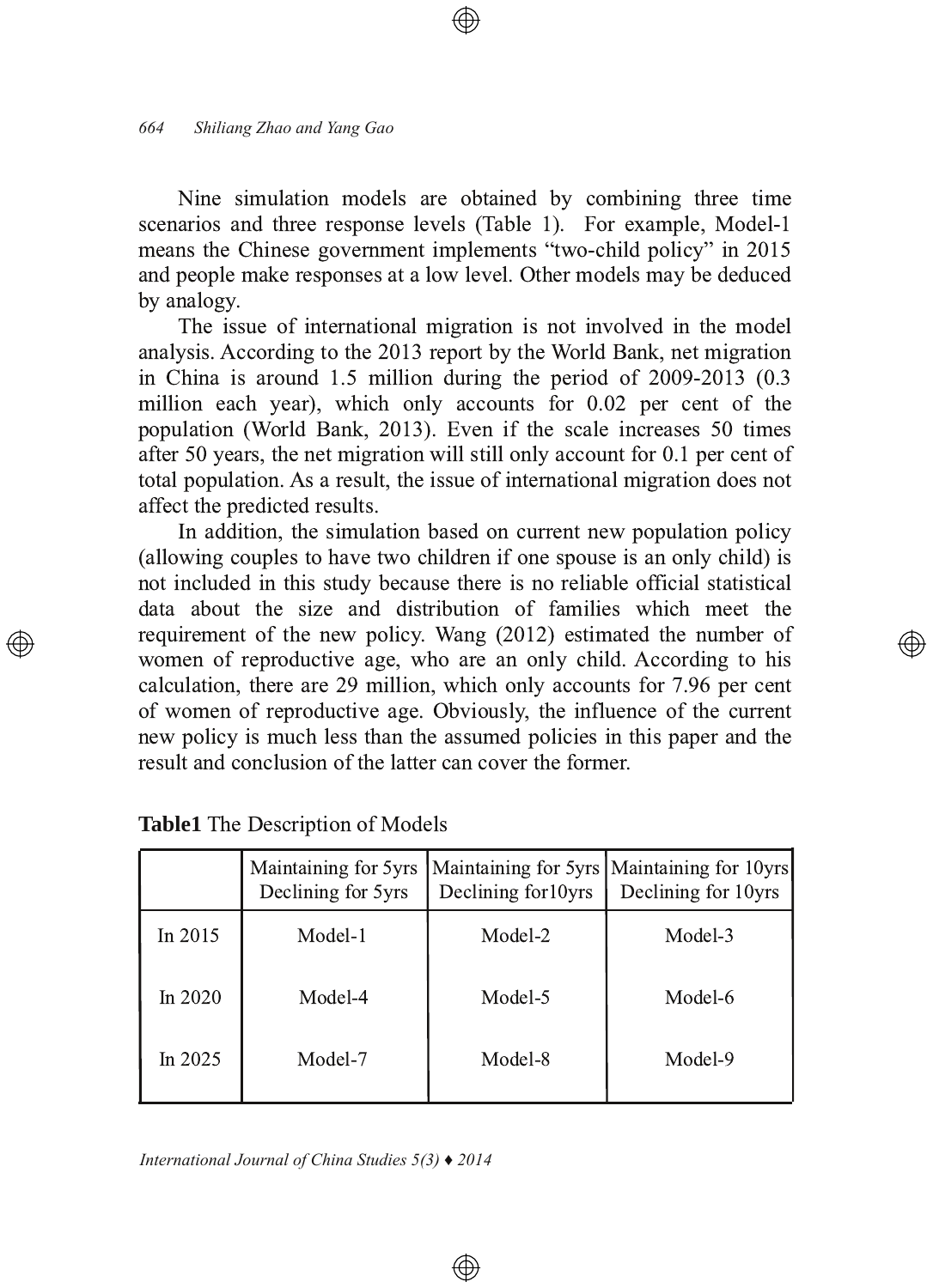Nine simulation models are obtained by combining three time scenarios and three response levels (Table 1). For example, Model-1 means the Chinese government implements "two-child policy" in 2015 and people make responses at a low level. Other models may be deduced by analogy.

The issue of international migration is not involved in the model analysis. According to the 2013 report by the World Bank, net migration in China is around 1.5 million during the period of 2009-2013 (0.3 million each year), which only accounts for 0.02 per cent of the population (World Bank, 2013). Even if the scale increases 50 times after 50 years, the net migration will still only account for 0.1 per cent of total population. As a result, the issue of international migration does not affect the predicted results.

In addition, the simulation based on current new population policy (allowing couples to have two children if one spouse is an only child) is not included in this study because there is no reliable official statistical data about the size and distribution of families which meet the requirement of the new policy. Wang (2012) estimated the number of women of reproductive age, who are an only child. According to his calculation, there are 29 million, which only accounts for 7.96 per cent of women of reproductive age. Obviously, the influence of the current new policy is much less than the assumed policies in this paper and the result and conclusion of the latter can cover the former.

**Table1** The Description of Models

| | Maintaining for 5yrs Declining for 5yrs | Maintaining for 5yrs Declining for10yrs | Maintaining for 10yrs Declining for 10yrs |
|---|---|---|---|
| In 2015 | Model-1 | Model-2 | Model-3 |
| In 2020 | Model-4 | Model-5 | Model-6 |
| In 2025 | Model-7 | Model-8 | Model-9 |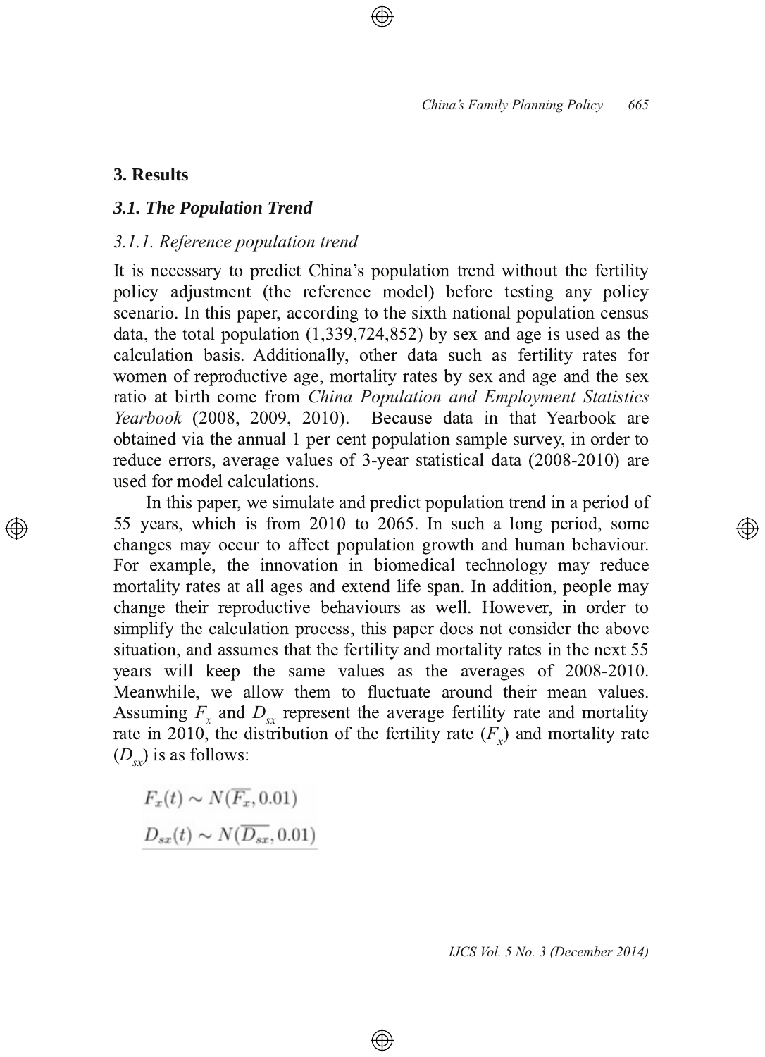## 3. Results

### *3.1. The Population Trend*

#### *3.1.1. Reference population trend*

It is necessary to predict China's population trend without the fertility policy adjustment (the reference model) before testing any policy scenario. In this paper, according to the sixth national population census data, the total population (1,339,724,852) by sex and age is used as the calculation basis. Additionally, other data such as fertility rates for women of reproductive age, mortality rates by sex and age and the sex ratio at birth come from *China Population and Employment Statistics Yearbook* (2008, 2009, 2010). Because data in that Yearbook are obtained via the annual 1 per cent population sample survey, in order to reduce errors, average values of 3-year statistical data (2008-2010) are used for model calculations.

In this paper, we simulate and predict population trend in a period of 55 years, which is from 2010 to 2065. In such a long period, some changes may occur to affect population growth and human behaviour. For example, the innovation in biomedical technology may reduce mortality rates at all ages and extend life span. In addition, people may change their reproductive behaviours as well. However, in order to simplify the calculation process, this paper does not consider the above situation, and assumes that the fertility and mortality rates in the next 55 years will keep the same values as the averages of 2008-2010. Meanwhile, we allow them to fluctuate around their mean values. Assuming $F_x$ and $D_{sx}$ represent the average fertility rate and mortality rate in 2010, the distribution of the fertility rate ($F_x$) and mortality rate ($D_{sx}$) is as follows:

$$F_x(t) \sim N(\overline{F_x}, 0.01)$$

$$D_{sx}(t) \sim N(\overline{D_{sx}}, 0.01)$$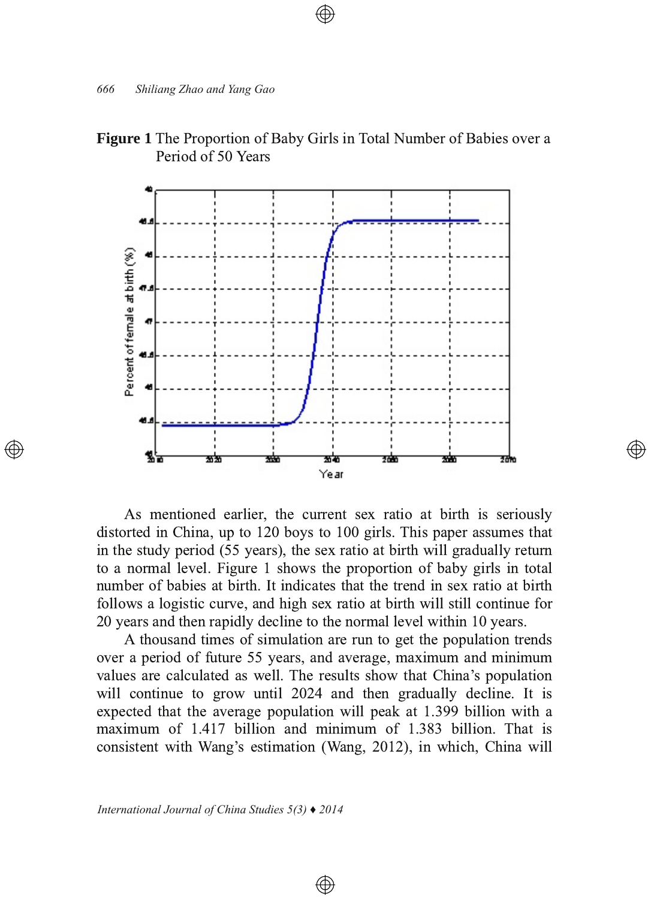**Figure 1** The Proportion of Baby Girls in Total Number of Babies over a Period of 50 Years

As mentioned earlier, the current sex ratio at birth is seriously distorted in China, up to 120 boys to 100 girls. This paper assumes that in the study period (55 years), the sex ratio at birth will gradually return to a normal level. Figure 1 shows the proportion of baby girls in total number of babies at birth. It indicates that the trend in sex ratio at birth follows a logistic curve, and high sex ratio at birth will still continue for 20 years and then rapidly decline to the normal level within 10 years.

A thousand times of simulation are run to get the population trends over a period of future 55 years, and average, maximum and minimum values are calculated as well. The results show that China's population will continue to grow until 2024 and then gradually decline. It is expected that the average population will peak at 1.399 billion with a maximum of 1.417 billion and minimum of 1.383 billion. That is consistent with Wang's estimation (Wang, 2012), in which, China will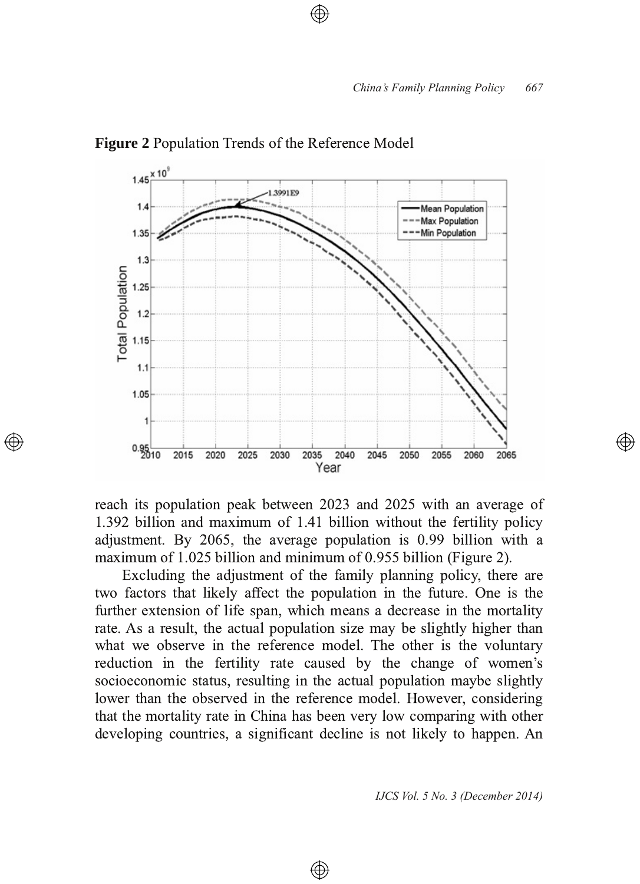**Figure 2** Population Trends of the Reference Model

reach its population peak between 2023 and 2025 with an average of 1.392 billion and maximum of 1.41 billion without the fertility policy adjustment. By 2065, the average population is 0.99 billion with a maximum of 1.025 billion and minimum of 0.955 billion (Figure 2).

Excluding the adjustment of the family planning policy, there are two factors that likely affect the population in the future. One is the further extension of life span, which means a decrease in the mortality rate. As a result, the actual population size may be slightly higher than what we observe in the reference model. The other is the voluntary reduction in the fertility rate caused by the change of women's socioeconomic status, resulting in the actual population maybe slightly lower than the observed in the reference model. However, considering that the mortality rate in China has been very low comparing with other developing countries, a significant decline is not likely to happen. An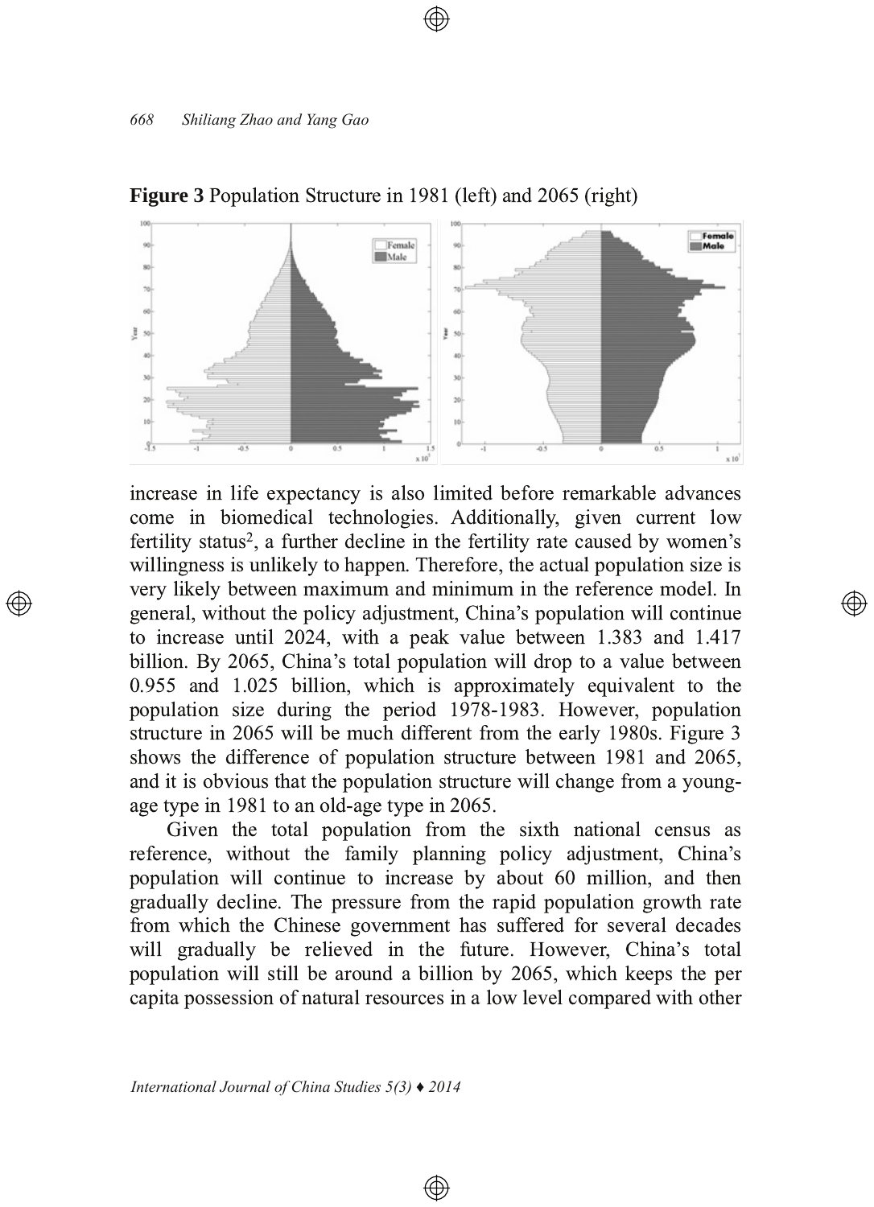**Figure 3** Population Structure in 1981 (left) and 2065 (right)

increase in life expectancy is also limited before remarkable advances come in biomedical technologies. Additionally, given current low fertility status[2], a further decline in the fertility rate caused by women's willingness is unlikely to happen. Therefore, the actual population size is very likely between maximum and minimum in the reference model. In general, without the policy adjustment, China's population will continue to increase until 2024, with a peak value between 1.383 and 1.417 billion. By 2065, China's total population will drop to a value between 0.955 and 1.025 billion, which is approximately equivalent to the population size during the period 1978-1983. However, population structure in 2065 will be much different from the early 1980s. Figure 3 shows the difference of population structure between 1981 and 2065, and it is obvious that the population structure will change from a young-age type in 1981 to an old-age type in 2065.

Given the total population from the sixth national census as reference, without the family planning policy adjustment, China's population will continue to increase by about 60 million, and then gradually decline. The pressure from the rapid population growth rate from which the Chinese government has suffered for several decades will gradually be relieved in the future. However, China's total population will still be around a billion by 2065, which keeps the per capita possession of natural resources in a low level compared with other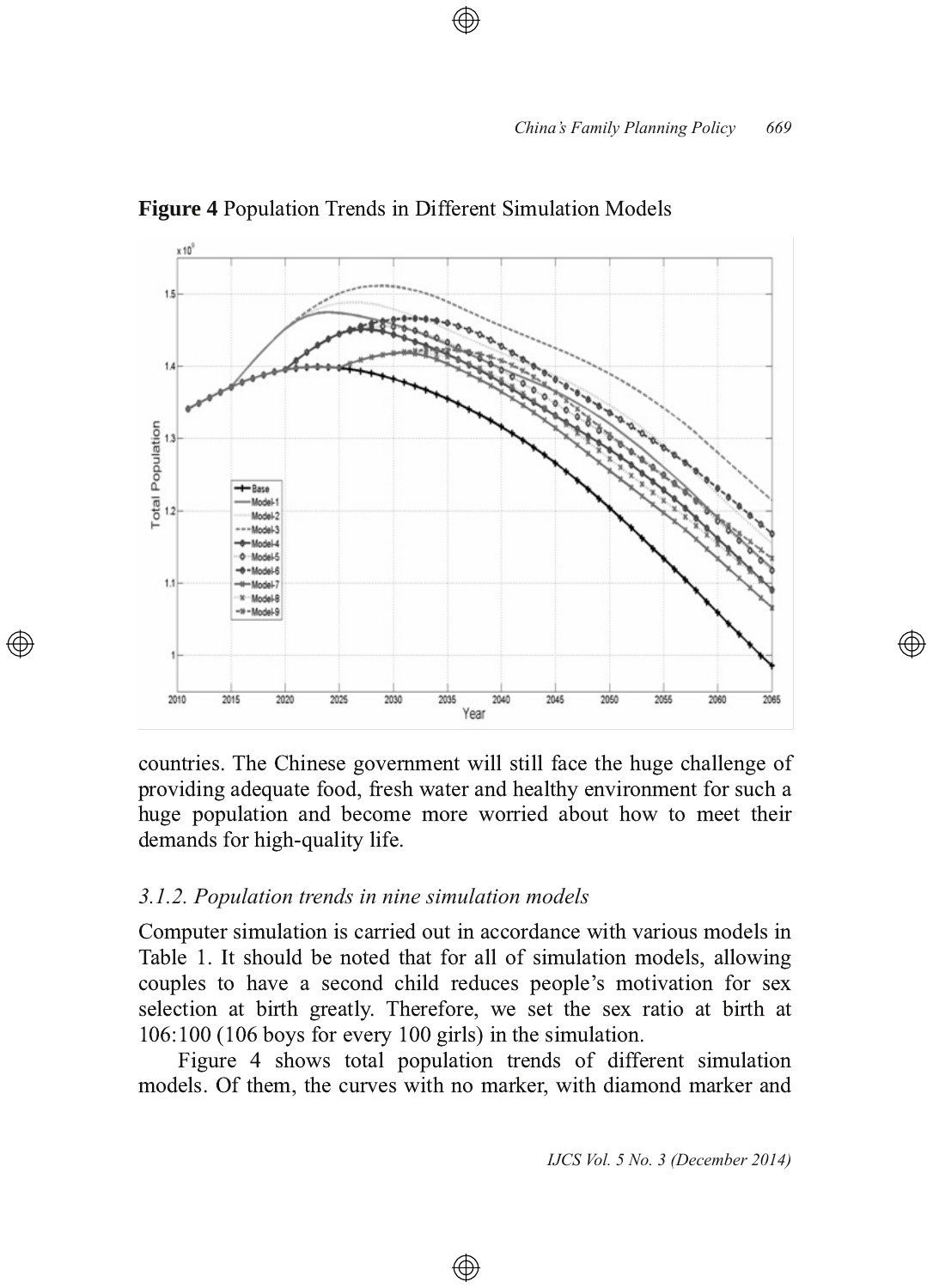**Figure 4** Population Trends in Different Simulation Models

countries. The Chinese government will still face the huge challenge of providing adequate food, fresh water and healthy environment for such a huge population and become more worried about how to meet their demands for high-quality life.

### *3.1.2. Population trends in nine simulation models*

Computer simulation is carried out in accordance with various models in Table 1. It should be noted that for all of simulation models, allowing couples to have a second child reduces people's motivation for sex selection at birth greatly. Therefore, we set the sex ratio at birth at 106:100 (106 boys for every 100 girls) in the simulation.

Figure 4 shows total population trends of different simulation models. Of them, the curves with no marker, with diamond marker and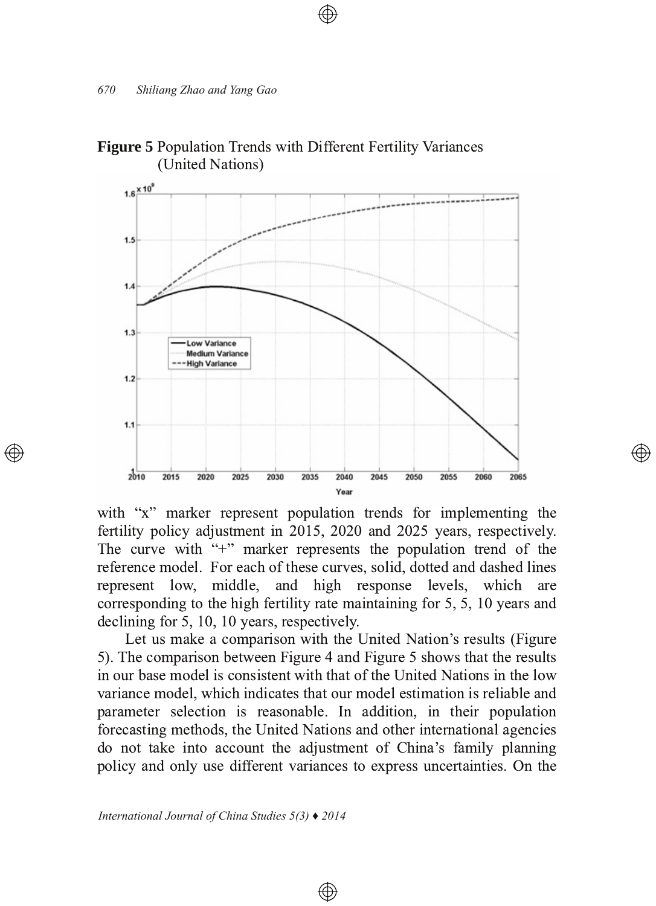**Figure 5** Population Trends with Different Fertility Variances (United Nations)

with "x" marker represent population trends for implementing the fertility policy adjustment in 2015, 2020 and 2025 years, respectively. The curve with "+" marker represents the population trend of the reference model. For each of these curves, solid, dotted and dashed lines represent low, middle, and high response levels, which are corresponding to the high fertility rate maintaining for 5, 5, 10 years and declining for 5, 10, 10 years, respectively.

Let us make a comparison with the United Nation's results (Figure 5). The comparison between Figure 4 and Figure 5 shows that the results in our base model is consistent with that of the United Nations in the low variance model, which indicates that our model estimation is reliable and parameter selection is reasonable. In addition, in their population forecasting methods, the United Nations and other international agencies do not take into account the adjustment of China's family planning policy and only use different variances to express uncertainties. On the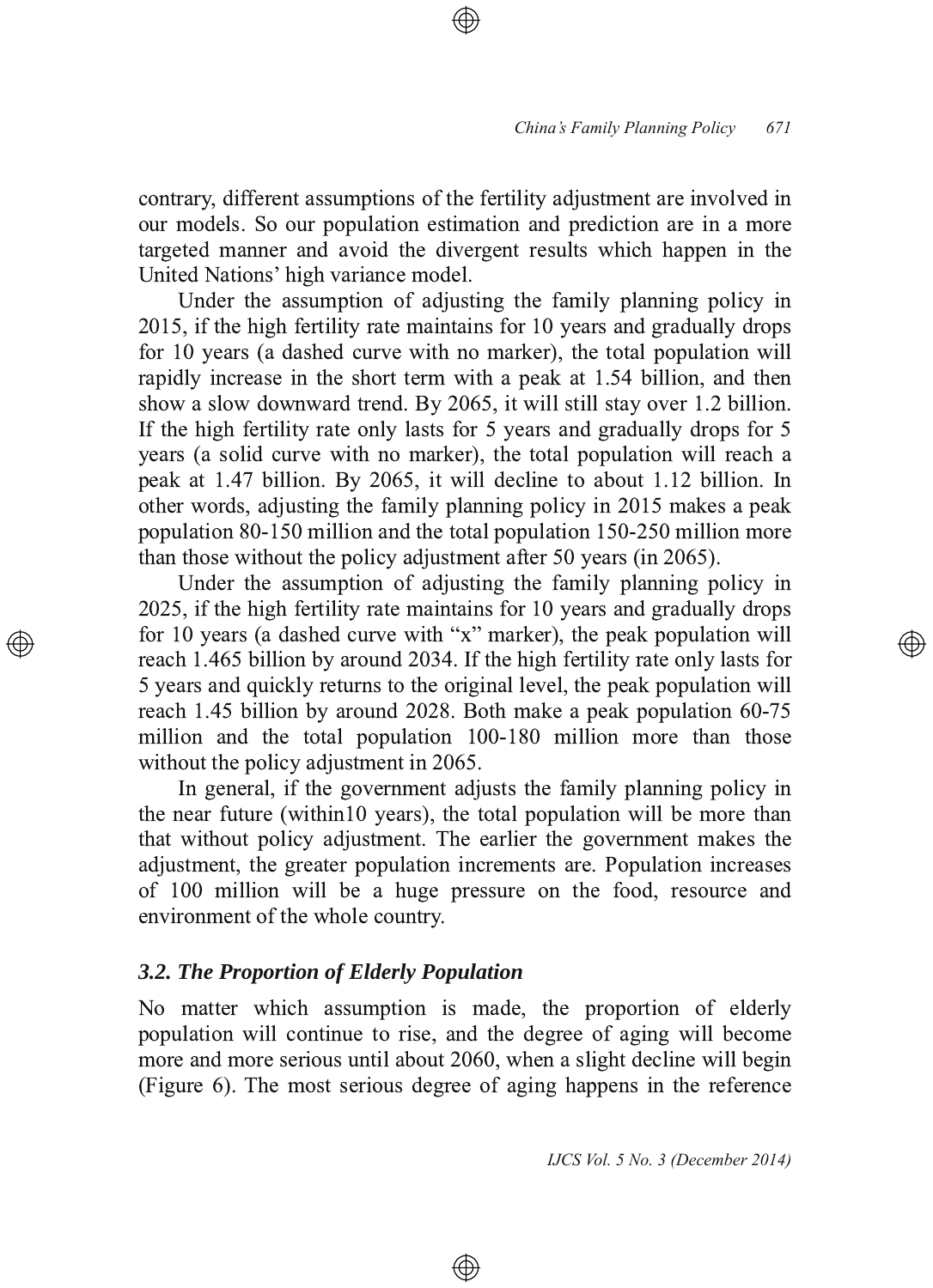contrary, different assumptions of the fertility adjustment are involved in our models. So our population estimation and prediction are in a more targeted manner and avoid the divergent results which happen in the United Nations' high variance model.

Under the assumption of adjusting the family planning policy in 2015, if the high fertility rate maintains for 10 years and gradually drops for 10 years (a dashed curve with no marker), the total population will rapidly increase in the short term with a peak at 1.54 billion, and then show a slow downward trend. By 2065, it will still stay over 1.2 billion. If the high fertility rate only lasts for 5 years and gradually drops for 5 years (a solid curve with no marker), the total population will reach a peak at 1.47 billion. By 2065, it will decline to about 1.12 billion. In other words, adjusting the family planning policy in 2015 makes a peak population 80-150 million and the total population 150-250 million more than those without the policy adjustment after 50 years (in 2065).

Under the assumption of adjusting the family planning policy in 2025, if the high fertility rate maintains for 10 years and gradually drops for 10 years (a dashed curve with "x" marker), the peak population will reach 1.465 billion by around 2034. If the high fertility rate only lasts for 5 years and quickly returns to the original level, the peak population will reach 1.45 billion by around 2028. Both make a peak population 60-75 million and the total population 100-180 million more than those without the policy adjustment in 2065.

In general, if the government adjusts the family planning policy in the near future (within10 years), the total population will be more than that without policy adjustment. The earlier the government makes the adjustment, the greater population increments are. Population increases of 100 million will be a huge pressure on the food, resource and environment of the whole country.

### *3.2. The Proportion of Elderly Population*

No matter which assumption is made, the proportion of elderly population will continue to rise, and the degree of aging will become more and more serious until about 2060, when a slight decline will begin (Figure 6). The most serious degree of aging happens in the reference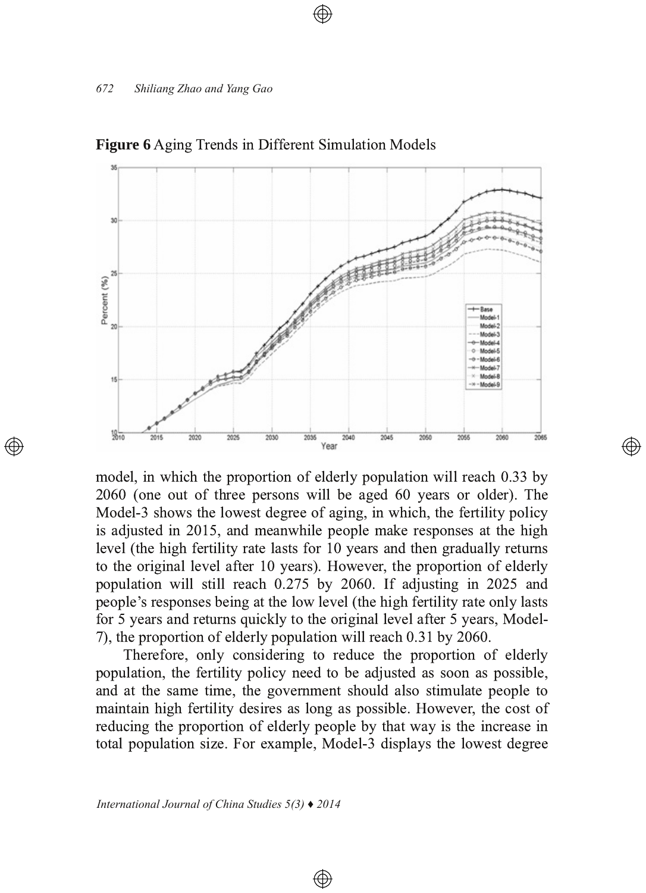**Figure 6** Aging Trends in Different Simulation Models

model, in which the proportion of elderly population will reach 0.33 by 2060 (one out of three persons will be aged 60 years or older). The Model-3 shows the lowest degree of aging, in which, the fertility policy is adjusted in 2015, and meanwhile people make responses at the high level (the high fertility rate lasts for 10 years and then gradually returns to the original level after 10 years). However, the proportion of elderly population will still reach 0.275 by 2060. If adjusting in 2025 and people's responses being at the low level (the high fertility rate only lasts for 5 years and returns quickly to the original level after 5 years, Model-7), the proportion of elderly population will reach 0.31 by 2060.

Therefore, only considering to reduce the proportion of elderly population, the fertility policy need to be adjusted as soon as possible, and at the same time, the government should also stimulate people to maintain high fertility desires as long as possible. However, the cost of reducing the proportion of elderly people by that way is the increase in total population size. For example, Model-3 displays the lowest degree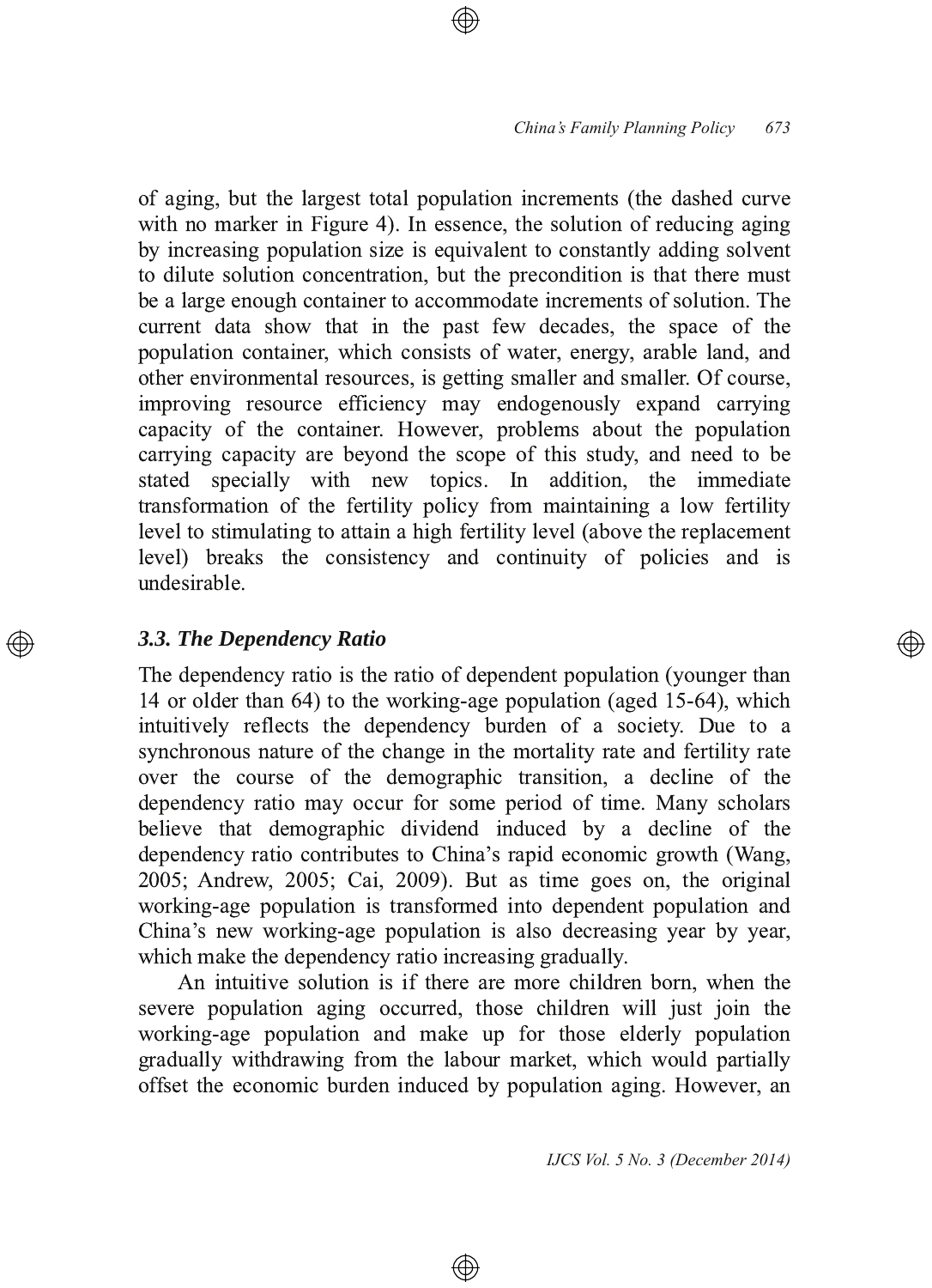of aging, but the largest total population increments (the dashed curve with no marker in Figure 4). In essence, the solution of reducing aging by increasing population size is equivalent to constantly adding solvent to dilute solution concentration, but the precondition is that there must be a large enough container to accommodate increments of solution. The current data show that in the past few decades, the space of the population container, which consists of water, energy, arable land, and other environmental resources, is getting smaller and smaller. Of course, improving resource efficiency may endogenously expand carrying capacity of the container. However, problems about the population carrying capacity are beyond the scope of this study, and need to be stated specially with new topics. In addition, the immediate transformation of the fertility policy from maintaining a low fertility level to stimulating to attain a high fertility level (above the replacement level) breaks the consistency and continuity of policies and is undesirable.

### *3.3. The Dependency Ratio*

The dependency ratio is the ratio of dependent population (younger than 14 or older than 64) to the working-age population (aged 15-64), which intuitively reflects the dependency burden of a society. Due to a synchronous nature of the change in the mortality rate and fertility rate over the course of the demographic transition, a decline of the dependency ratio may occur for some period of time. Many scholars believe that demographic dividend induced by a decline of the dependency ratio contributes to China's rapid economic growth (Wang, 2005; Andrew, 2005; Cai, 2009). But as time goes on, the original working-age population is transformed into dependent population and China's new working-age population is also decreasing year by year, which make the dependency ratio increasing gradually.

An intuitive solution is if there are more children born, when the severe population aging occurred, those children will just join the working-age population and make up for those elderly population gradually withdrawing from the labour market, which would partially offset the economic burden induced by population aging. However, an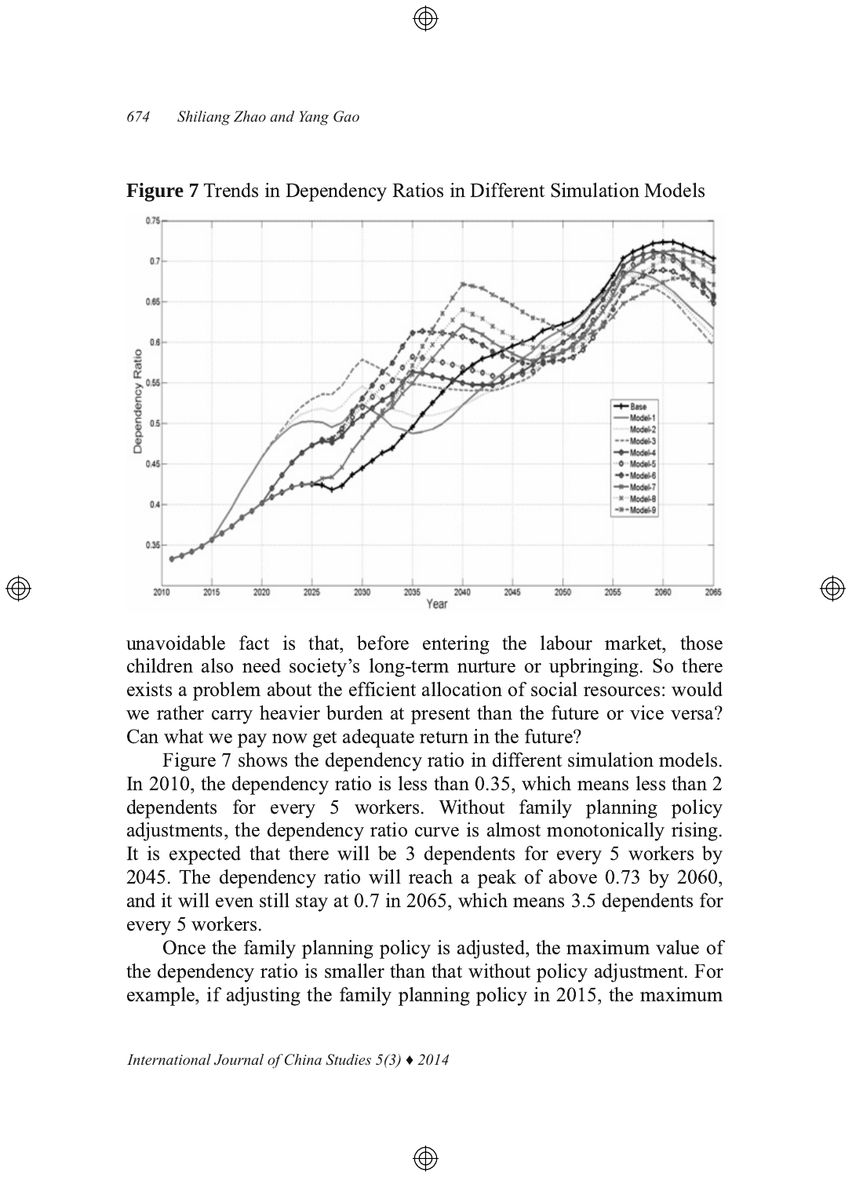**Figure 7** Trends in Dependency Ratios in Different Simulation Models

unavoidable fact is that, before entering the labour market, those children also need society's long-term nurture or upbringing. So there exists a problem about the efficient allocation of social resources: would we rather carry heavier burden at present than the future or vice versa? Can what we pay now get adequate return in the future?

Figure 7 shows the dependency ratio in different simulation models. In 2010, the dependency ratio is less than 0.35, which means less than 2 dependents for every 5 workers. Without family planning policy adjustments, the dependency ratio curve is almost monotonically rising. It is expected that there will be 3 dependents for every 5 workers by 2045. The dependency ratio will reach a peak of above 0.73 by 2060, and it will even still stay at 0.7 in 2065, which means 3.5 dependents for every 5 workers.

Once the family planning policy is adjusted, the maximum value of the dependency ratio is smaller than that without policy adjustment. For example, if adjusting the family planning policy in 2015, the maximum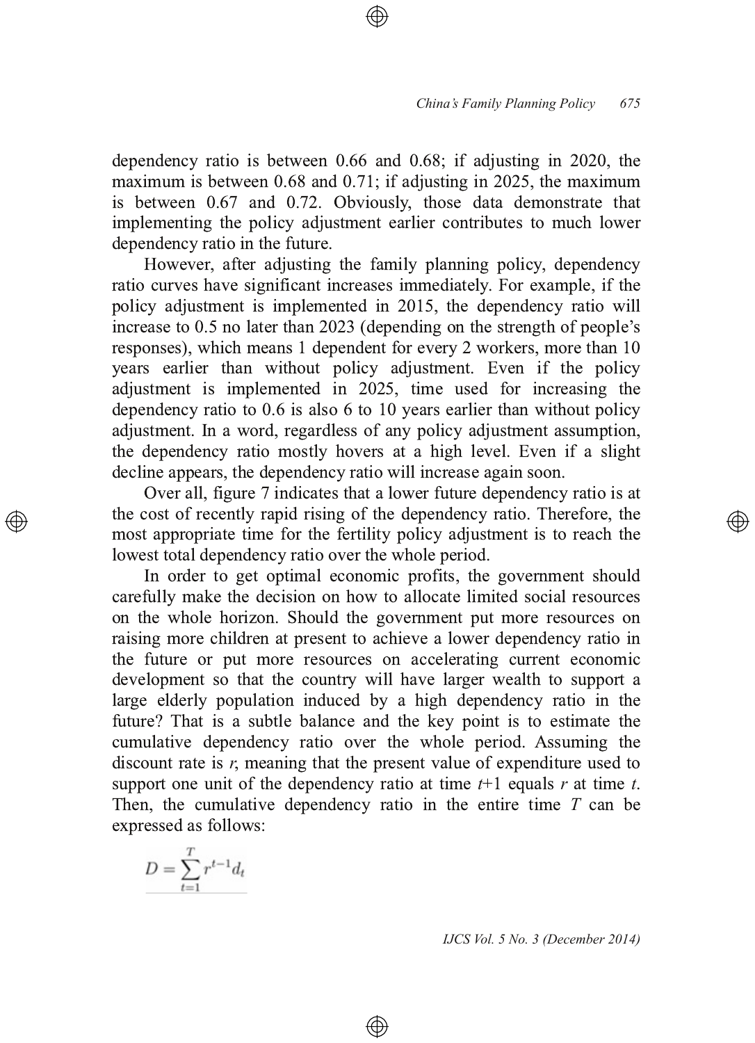dependency ratio is between 0.66 and 0.68; if adjusting in 2020, the maximum is between 0.68 and 0.71; if adjusting in 2025, the maximum is between 0.67 and 0.72. Obviously, those data demonstrate that implementing the policy adjustment earlier contributes to much lower dependency ratio in the future.

However, after adjusting the family planning policy, dependency ratio curves have significant increases immediately. For example, if the policy adjustment is implemented in 2015, the dependency ratio will increase to 0.5 no later than 2023 (depending on the strength of people's responses), which means 1 dependent for every 2 workers, more than 10 years earlier than without policy adjustment. Even if the policy adjustment is implemented in 2025, time used for increasing the dependency ratio to 0.6 is also 6 to 10 years earlier than without policy adjustment. In a word, regardless of any policy adjustment assumption, the dependency ratio mostly hovers at a high level. Even if a slight decline appears, the dependency ratio will increase again soon.

Over all, figure 7 indicates that a lower future dependency ratio is at the cost of recently rapid rising of the dependency ratio. Therefore, the most appropriate time for the fertility policy adjustment is to reach the lowest total dependency ratio over the whole period.

In order to get optimal economic profits, the government should carefully make the decision on how to allocate limited social resources on the whole horizon. Should the government put more resources on raising more children at present to achieve a lower dependency ratio in the future or put more resources on accelerating current economic development so that the country will have larger wealth to support a large elderly population induced by a high dependency ratio in the future? That is a subtle balance and the key point is to estimate the cumulative dependency ratio over the whole period. Assuming the discount rate is $r$, meaning that the present value of expenditure used to support one unit of the dependency ratio at time $t$+1 equals $r$ at time $t$. Then, the cumulative dependency ratio in the entire time $T$ can be expressed as follows:

$$D = \sum_{t=1}^{T} r^{t-1} d_t$$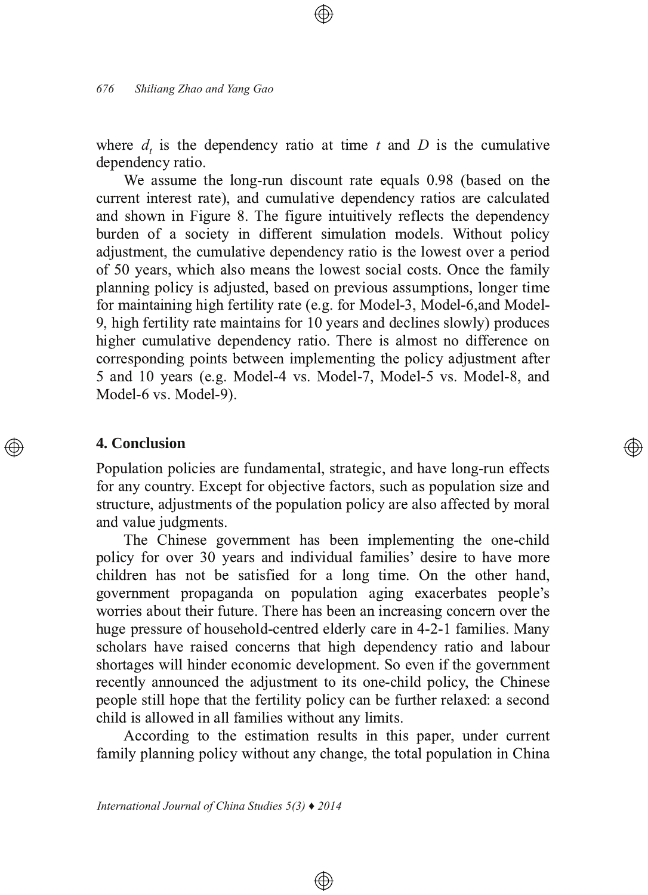where $d_t$ is the dependency ratio at time $t$ and $D$ is the cumulative dependency ratio.

We assume the long-run discount rate equals 0.98 (based on the current interest rate), and cumulative dependency ratios are calculated and shown in Figure 8. The figure intuitively reflects the dependency burden of a society in different simulation models. Without policy adjustment, the cumulative dependency ratio is the lowest over a period of 50 years, which also means the lowest social costs. Once the family planning policy is adjusted, based on previous assumptions, longer time for maintaining high fertility rate (e.g. for Model-3, Model-6,and Model-9, high fertility rate maintains for 10 years and declines slowly) produces higher cumulative dependency ratio. There is almost no difference on corresponding points between implementing the policy adjustment after 5 and 10 years (e.g. Model-4 vs. Model-7, Model-5 vs. Model-8, and Model-6 vs. Model-9).

## 4. Conclusion

Population policies are fundamental, strategic, and have long-run effects for any country. Except for objective factors, such as population size and structure, adjustments of the population policy are also affected by moral and value judgments.

The Chinese government has been implementing the one-child policy for over 30 years and individual families' desire to have more children has not be satisfied for a long time. On the other hand, government propaganda on population aging exacerbates people's worries about their future. There has been an increasing concern over the huge pressure of household-centred elderly care in 4-2-1 families. Many scholars have raised concerns that high dependency ratio and labour shortages will hinder economic development. So even if the government recently announced the adjustment to its one-child policy, the Chinese people still hope that the fertility policy can be further relaxed: a second child is allowed in all families without any limits.

According to the estimation results in this paper, under current family planning policy without any change, the total population in China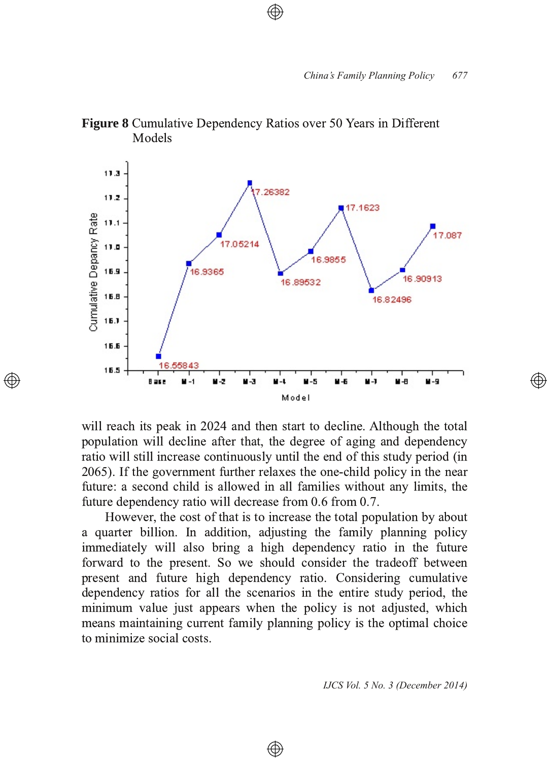**Figure 8** Cumulative Dependency Ratios over 50 Years in Different Models

will reach its peak in 2024 and then start to decline. Although the total population will decline after that, the degree of aging and dependency ratio will still increase continuously until the end of this study period (in 2065). If the government further relaxes the one-child policy in the near future: a second child is allowed in all families without any limits, the future dependency ratio will decrease from 0.6 from 0.7.

However, the cost of that is to increase the total population by about a quarter billion. In addition, adjusting the family planning policy immediately will also bring a high dependency ratio in the future forward to the present. So we should consider the tradeoff between present and future high dependency ratio. Considering cumulative dependency ratios for all the scenarios in the entire study period, the minimum value just appears when the policy is not adjusted, which means maintaining current family planning policy is the optimal choice to minimize social costs.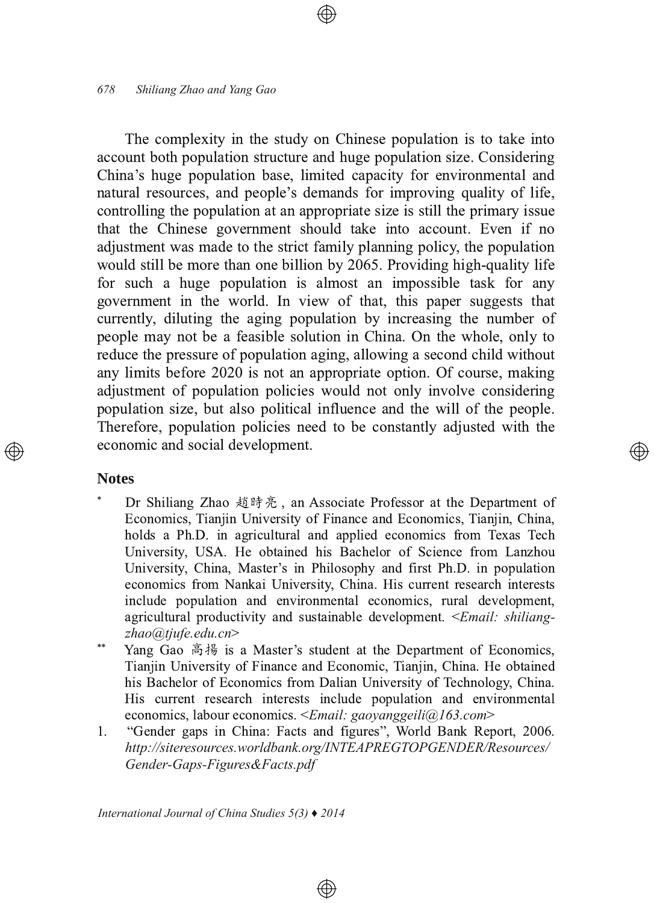The complexity in the study on Chinese population is to take into account both population structure and huge population size. Considering China's huge population base, limited capacity for environmental and natural resources, and people's demands for improving quality of life, controlling the population at an appropriate size is still the primary issue that the Chinese government should take into account. Even if no adjustment was made to the strict family planning policy, the population would still be more than one billion by 2065. Providing high-quality life for such a huge population is almost an impossible task for any government in the world. In view of that, this paper suggests that currently, diluting the aging population by increasing the number of people may not be a feasible solution in China. On the whole, only to reduce the pressure of population aging, allowing a second child without any limits before 2020 is not an appropriate option. Of course, making adjustment of population policies would not only involve considering population size, but also political influence and the will of the people. Therefore, population policies need to be constantly adjusted with the economic and social development.

## Notes

\* Dr Shiliang Zhao 趙時亮, an Associate Professor at the Department of Economics, Tianjin University of Finance and Economics, Tianjin, China, holds a Ph.D. in agricultural and applied economics from Texas Tech University, USA. He obtained his Bachelor of Science from Lanzhou University, China, Master's in Philosophy and first Ph.D. in population economics from Nankai University, China. His current research interests include population and environmental economics, rural development, agricultural productivity and sustainable development. <*Email: shiliang-zhao@tjufe.edu.cn*>

\*\* Yang Gao 高揚 is a Master's student at the Department of Economics, Tianjin University of Finance and Economic, Tianjin, China. He obtained his Bachelor of Economics from Dalian University of Technology, China. His current research interests include population and environmental economics, labour economics. <*Email: gaoyanggeili@163.com*>

1. "Gender gaps in China: Facts and figures", World Bank Report, 2006. *http://siteresources.worldbank.org/INTEAPREGTOPGENDER/Resources/Gender-Gaps-Figures&Facts.pdf*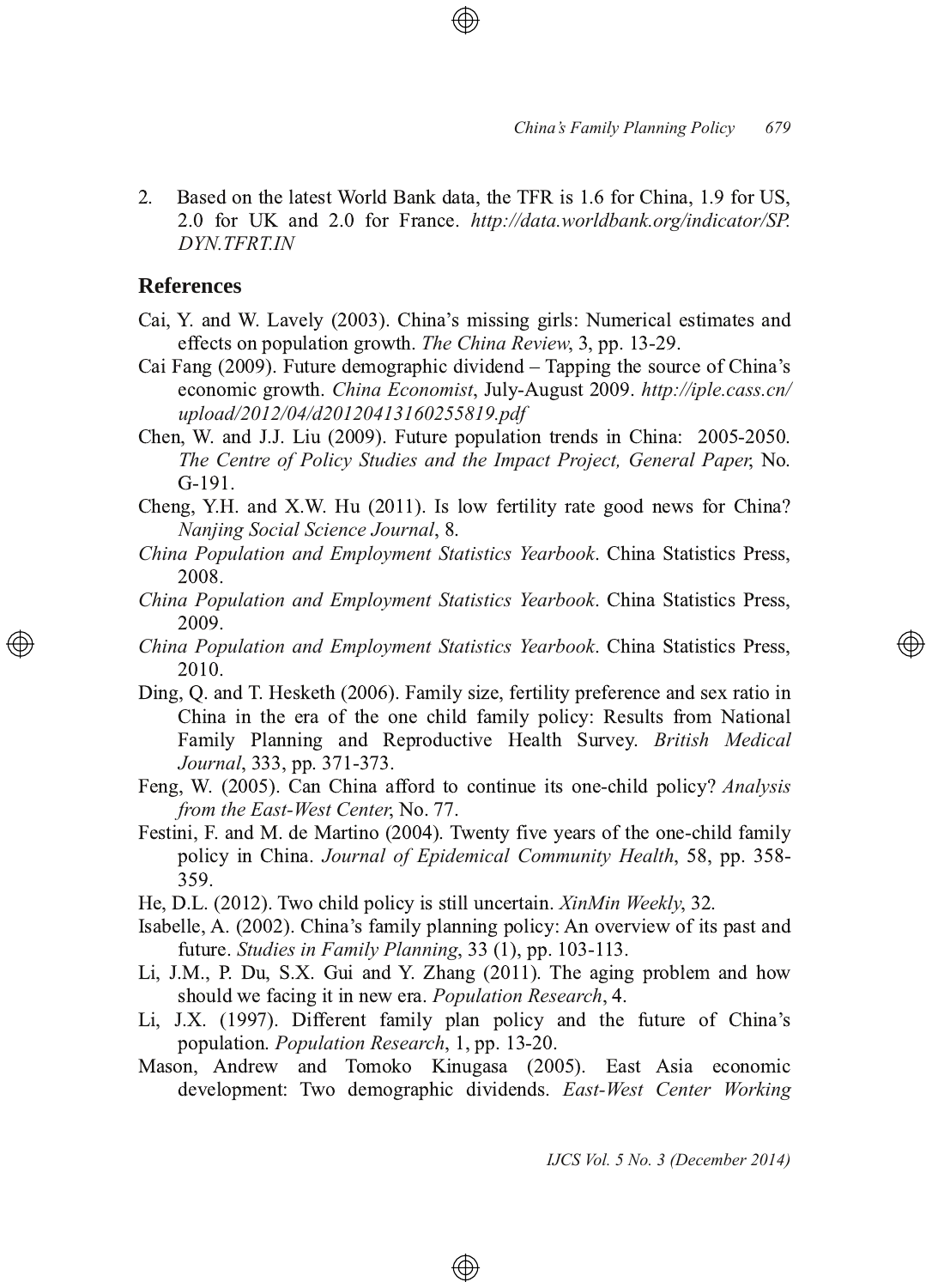2. Based on the latest World Bank data, the TFR is 1.6 for China, 1.9 for US, 2.0 for UK and 2.0 for France. *http://data.worldbank.org/indicator/SP.DYN.TFRT.IN*

## References

Cai, Y. and W. Lavely (2003). China's missing girls: Numerical estimates and effects on population growth. *The China Review*, 3, pp. 13-29.

Cai Fang (2009). Future demographic dividend – Tapping the source of China's economic growth. *China Economist*, July-August 2009. *http://iple.cass.cn/upload/2012/04/d20120413160255819.pdf*

Chen, W. and J.J. Liu (2009). Future population trends in China: 2005-2050. *The Centre of Policy Studies and the Impact Project, General Paper*, No. G-191.

Cheng, Y.H. and X.W. Hu (2011). Is low fertility rate good news for China? *Nanjing Social Science Journal*, 8.

*China Population and Employment Statistics Yearbook*. China Statistics Press, 2008.

*China Population and Employment Statistics Yearbook*. China Statistics Press, 2009.

*China Population and Employment Statistics Yearbook*. China Statistics Press, 2010.

Ding, Q. and T. Hesketh (2006). Family size, fertility preference and sex ratio in China in the era of the one child family policy: Results from National Family Planning and Reproductive Health Survey. *British Medical Journal*, 333, pp. 371-373.

Feng, W. (2005). Can China afford to continue its one-child policy? *Analysis from the East-West Center*, No. 77.

Festini, F. and M. de Martino (2004). Twenty five years of the one-child family policy in China. *Journal of Epidemical Community Health*, 58, pp. 358-359.

He, D.L. (2012). Two child policy is still uncertain. *XinMin Weekly*, 32.

Isabelle, A. (2002). China's family planning policy: An overview of its past and future. *Studies in Family Planning*, 33 (1), pp. 103-113.

Li, J.M., P. Du, S.X. Gui and Y. Zhang (2011). The aging problem and how should we facing it in new era. *Population Research*, 4.

Li, J.X. (1997). Different family plan policy and the future of China's population. *Population Research*, 1, pp. 13-20.

Mason, Andrew and Tomoko Kinugasa (2005). East Asia economic development: Two demographic dividends. *East-West Center Working*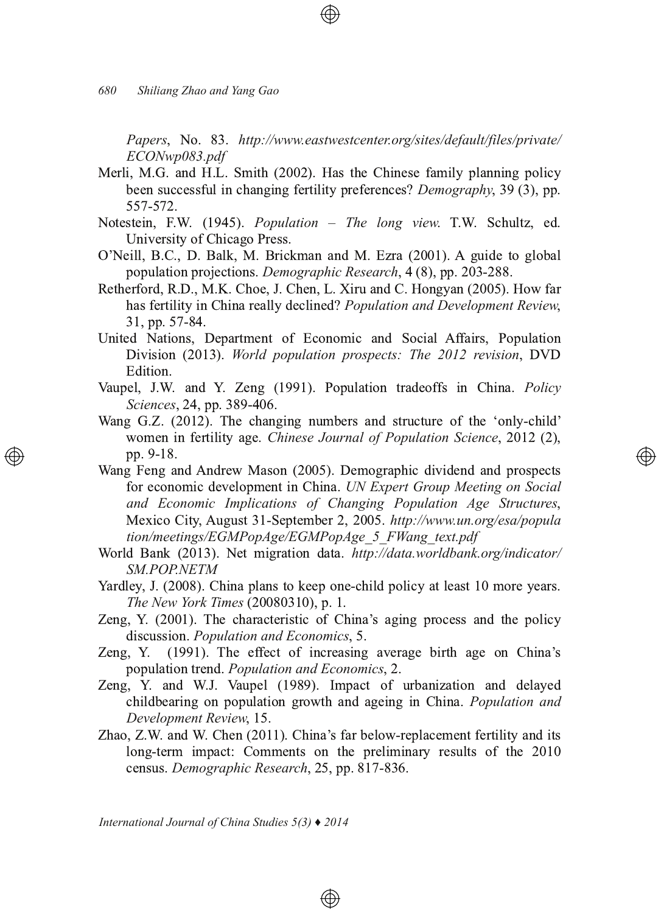*Papers*, No. 83. *http://www.eastwestcenter.org/sites/default/files/private/ECONwp083.pdf*

Merli, M.G. and H.L. Smith (2002). Has the Chinese family planning policy been successful in changing fertility preferences? *Demography*, 39 (3), pp. 557-572.

Notestein, F.W. (1945). *Population – The long view.* T.W. Schultz, ed. University of Chicago Press.

O'Neill, B.C., D. Balk, M. Brickman and M. Ezra (2001). A guide to global population projections. *Demographic Research*, 4 (8), pp. 203-288.

Retherford, R.D., M.K. Choe, J. Chen, L. Xiru and C. Hongyan (2005). How far has fertility in China really declined? *Population and Development Review*, 31, pp. 57-84.

United Nations, Department of Economic and Social Affairs, Population Division (2013). *World population prospects: The 2012 revision*, DVD Edition.

Vaupel, J.W. and Y. Zeng (1991). Population tradeoffs in China. *Policy Sciences*, 24, pp. 389-406.

Wang G.Z. (2012). The changing numbers and structure of the 'only-child' women in fertility age. *Chinese Journal of Population Science*, 2012 (2), pp. 9-18.

Wang Feng and Andrew Mason (2005). Demographic dividend and prospects for economic development in China. *UN Expert Group Meeting on Social and Economic Implications of Changing Population Age Structures*, Mexico City, August 31-September 2, 2005. *http://www.un.org/esa/population/meetings/EGMPopAge/EGMPopAge_5_FWang_text.pdf*

World Bank (2013). Net migration data. *http://data.worldbank.org/indicator/SM.POP.NETM*

Yardley, J. (2008). China plans to keep one-child policy at least 10 more years. *The New York Times* (20080310), p. 1.

Zeng, Y. (2001). The characteristic of China's aging process and the policy discussion. *Population and Economics*, 5.

Zeng, Y. (1991). The effect of increasing average birth age on China's population trend. *Population and Economics*, 2.

Zeng, Y. and W.J. Vaupel (1989). Impact of urbanization and delayed childbearing on population growth and ageing in China. *Population and Development Review*, 15.

Zhao, Z.W. and W. Chen (2011). China's far below-replacement fertility and its long-term impact: Comments on the preliminary results of the 2010 census. *Demographic Research*, 25, pp. 817-836.